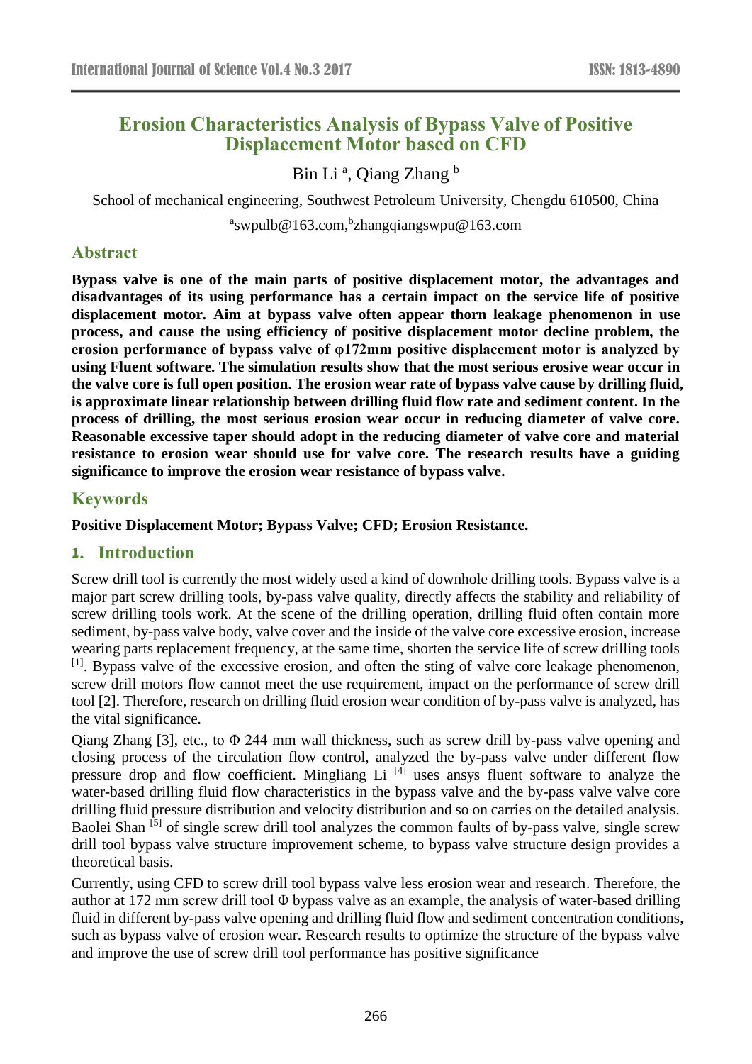# Erosion Characteristics Analysis of Bypass Valve of Positive Displacement Motor based on CFD

Bin Li [a], Qiang Zhang [b]

School of mechanical engineering, Southwest Petroleum University, Chengdu 610500, China

[a]swpulb@163.com,[b]zhangqiangswpu@163.com

## Abstract

**Bypass valve is one of the main parts of positive displacement motor, the advantages and disadvantages of its using performance has a certain impact on the service life of positive displacement motor. Aim at bypass valve often appear thorn leakage phenomenon in use process, and cause the using efficiency of positive displacement motor decline problem, the erosion performance of bypass valve of φ172mm positive displacement motor is analyzed by using Fluent software. The simulation results show that the most serious erosive wear occur in the valve core is full open position. The erosion wear rate of bypass valve cause by drilling fluid, is approximate linear relationship between drilling fluid flow rate and sediment content. In the process of drilling, the most serious erosion wear occur in reducing diameter of valve core. Reasonable excessive taper should adopt in the reducing diameter of valve core and material resistance to erosion wear should use for valve core. The research results have a guiding significance to improve the erosion wear resistance of bypass valve.**

## Keywords

**Positive Displacement Motor; Bypass Valve; CFD; Erosion Resistance.**

## 1. Introduction

Screw drill tool is currently the most widely used a kind of downhole drilling tools. Bypass valve is a major part screw drilling tools, by-pass valve quality, directly affects the stability and reliability of screw drilling tools work. At the scene of the drilling operation, drilling fluid often contain more sediment, by-pass valve body, valve cover and the inside of the valve core excessive erosion, increase wearing parts replacement frequency, at the same time, shorten the service life of screw drilling tools [1]. Bypass valve of the excessive erosion, and often the sting of valve core leakage phenomenon, screw drill motors flow cannot meet the use requirement, impact on the performance of screw drill tool [2]. Therefore, research on drilling fluid erosion wear condition of by-pass valve is analyzed, has the vital significance.

Qiang Zhang [3], etc., to Φ 244 mm wall thickness, such as screw drill by-pass valve opening and closing process of the circulation flow control, analyzed the by-pass valve under different flow pressure drop and flow coefficient. Mingliang Li [4] uses ansys fluent software to analyze the water-based drilling fluid flow characteristics in the bypass valve and the by-pass valve valve core drilling fluid pressure distribution and velocity distribution and so on carries on the detailed analysis. Baolei Shan [5] of single screw drill tool analyzes the common faults of by-pass valve, single screw drill tool bypass valve structure improvement scheme, to bypass valve structure design provides a theoretical basis.

Currently, using CFD to screw drill tool bypass valve less erosion wear and research. Therefore, the author at 172 mm screw drill tool Φ bypass valve as an example, the analysis of water-based drilling fluid in different by-pass valve opening and drilling fluid flow and sediment concentration conditions, such as bypass valve of erosion wear. Research results to optimize the structure of the bypass valve and improve the use of screw drill tool performance has positive significance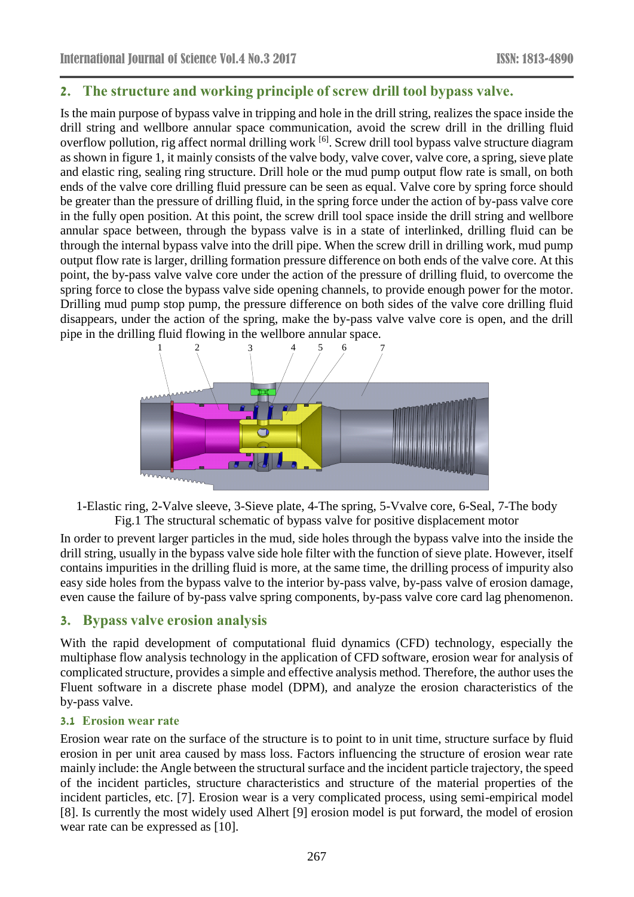## 2. The structure and working principle of screw drill tool bypass valve.

Is the main purpose of bypass valve in tripping and hole in the drill string, realizes the space inside the drill string and wellbore annular space communication, avoid the screw drill in the drilling fluid overflow pollution, rig affect normal drilling work [6]. Screw drill tool bypass valve structure diagram as shown in figure 1, it mainly consists of the valve body, valve cover, valve core, a spring, sieve plate and elastic ring, sealing ring structure. Drill hole or the mud pump output flow rate is small, on both ends of the valve core drilling fluid pressure can be seen as equal. Valve core by spring force should be greater than the pressure of drilling fluid, in the spring force under the action of by-pass valve core in the fully open position. At this point, the screw drill tool space inside the drill string and wellbore annular space between, through the bypass valve is in a state of interlinked, drilling fluid can be through the internal bypass valve into the drill pipe. When the screw drill in drilling work, mud pump output flow rate is larger, drilling formation pressure difference on both ends of the valve core. At this point, the by-pass valve valve core under the action of the pressure of drilling fluid, to overcome the spring force to close the bypass valve side opening channels, to provide enough power for the motor. Drilling mud pump stop pump, the pressure difference on both sides of the valve core drilling fluid disappears, under the action of the spring, make the by-pass valve valve core is open, and the drill pipe in the drilling fluid flowing in the wellbore annular space.

1-Elastic ring, 2-Valve sleeve, 3-Sieve plate, 4-The spring, 5-Vvalve core, 6-Seal, 7-The body

Fig.1 The structural schematic of bypass valve for positive displacement motor

In order to prevent larger particles in the mud, side holes through the bypass valve into the inside the drill string, usually in the bypass valve side hole filter with the function of sieve plate. However, itself contains impurities in the drilling fluid is more, at the same time, the drilling process of impurity also easy side holes from the bypass valve to the interior by-pass valve, by-pass valve of erosion damage, even cause the failure of by-pass valve spring components, by-pass valve core card lag phenomenon.

## 3. Bypass valve erosion analysis

With the rapid development of computational fluid dynamics (CFD) technology, especially the multiphase flow analysis technology in the application of CFD software, erosion wear for analysis of complicated structure, provides a simple and effective analysis method. Therefore, the author uses the Fluent software in a discrete phase model (DPM), and analyze the erosion characteristics of the by-pass valve.

### 3.1 Erosion wear rate

Erosion wear rate on the surface of the structure is to point to in unit time, structure surface by fluid erosion in per unit area caused by mass loss. Factors influencing the structure of erosion wear rate mainly include: the Angle between the structural surface and the incident particle trajectory, the speed of the incident particles, structure characteristics and structure of the material properties of the incident particles, etc. [7]. Erosion wear is a very complicated process, using semi-empirical model [8]. Is currently the most widely used Alhert [9] erosion model is put forward, the model of erosion wear rate can be expressed as [10].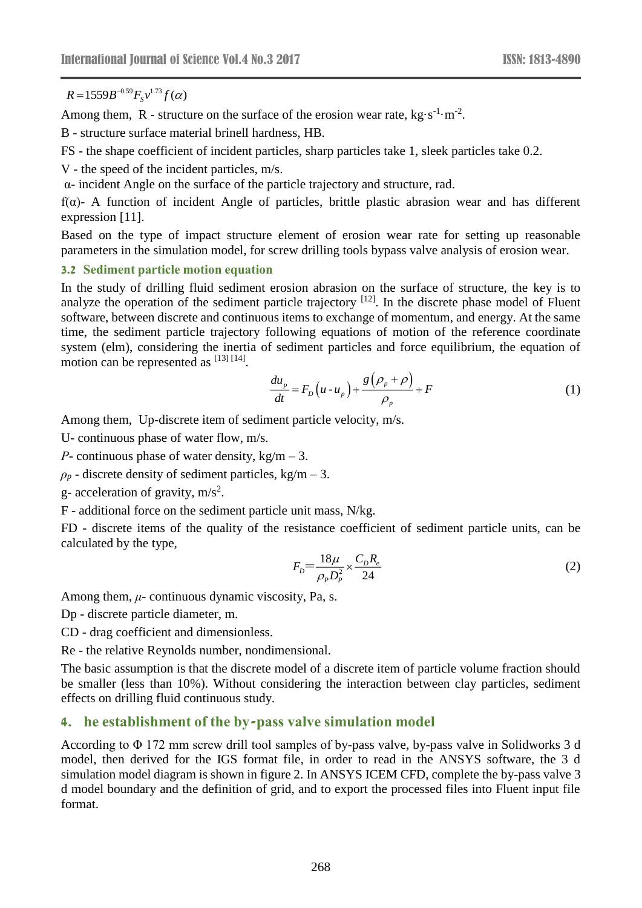$$R = 1559B^{-0.59}F_S v^{1.73} f(\alpha)$$

Among them, R - structure on the surface of the erosion wear rate, $kg \cdot s^{-1} \cdot m^{-2}$.

B - structure surface material brinell hardness, HB.

FS - the shape coefficient of incident particles, sharp particles take 1, sleek particles take 0.2.

V - the speed of the incident particles, m/s.

α- incident Angle on the surface of the particle trajectory and structure, rad.

f(α)- A function of incident Angle of particles, brittle plastic abrasion wear and has different expression [11].

Based on the type of impact structure element of erosion wear rate for setting up reasonable parameters in the simulation model, for screw drilling tools bypass valve analysis of erosion wear.

### 3.2 Sediment particle motion equation

In the study of drilling fluid sediment erosion abrasion on the surface of structure, the key is to analyze the operation of the sediment particle trajectory [12]. In the discrete phase model of Fluent software, between discrete and continuous items to exchange of momentum, and energy. At the same time, the sediment particle trajectory following equations of motion of the reference coordinate system (elm), considering the inertia of sediment particles and force equilibrium, the equation of motion can be represented as [13] [14].

$$\frac{du_p}{dt} = F_D\left(u - u_p\right) + \frac{g\left(\rho_p + \rho\right)}{\rho_p} + F \tag{1}$$

Among them, Up-discrete item of sediment particle velocity, m/s.

U- continuous phase of water flow, m/s.

*P*- continuous phase of water density, kg/m – 3.

$\rho_p$ - discrete density of sediment particles, kg/m – 3.

g- acceleration of gravity, $m/s^2$.

F - additional force on the sediment particle unit mass, N/kg.

FD - discrete items of the quality of the resistance coefficient of sediment particle units, can be calculated by the type,

$$F_D = \frac{18\mu}{\rho_P D_P^2} \times \frac{C_D R_e}{24} \tag{2}$$

Among them, $\mu$- continuous dynamic viscosity, Pa, s.

Dp - discrete particle diameter, m.

CD - drag coefficient and dimensionless.

Re - the relative Reynolds number, nondimensional.

The basic assumption is that the discrete model of a discrete item of particle volume fraction should be smaller (less than 10%). Without considering the interaction between clay particles, sediment effects on drilling fluid continuous study.

## 4. he establishment of the by-pass valve simulation model

According to Φ 172 mm screw drill tool samples of by-pass valve, by-pass valve in Solidworks 3 d model, then derived for the IGS format file, in order to read in the ANSYS software, the 3 d simulation model diagram is shown in figure 2. In ANSYS ICEM CFD, complete the by-pass valve 3 d model boundary and the definition of grid, and to export the processed files into Fluent input file format.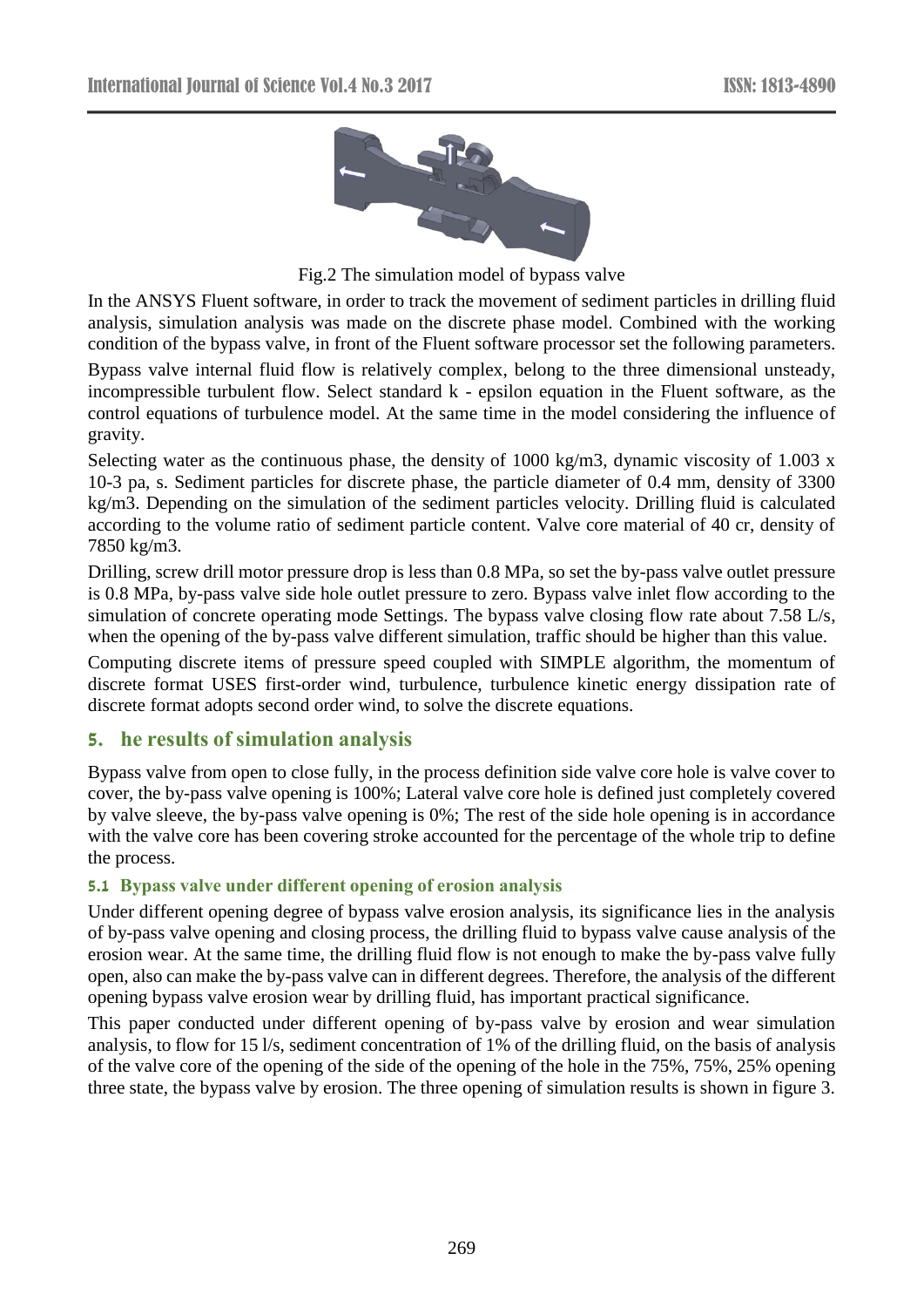Fig.2 The simulation model of bypass valve

In the ANSYS Fluent software, in order to track the movement of sediment particles in drilling fluid analysis, simulation analysis was made on the discrete phase model. Combined with the working condition of the bypass valve, in front of the Fluent software processor set the following parameters.

Bypass valve internal fluid flow is relatively complex, belong to the three dimensional unsteady, incompressible turbulent flow. Select standard k - epsilon equation in the Fluent software, as the control equations of turbulence model. At the same time in the model considering the influence of gravity.

Selecting water as the continuous phase, the density of 1000 kg/m3, dynamic viscosity of 1.003 x 10-3 pa, s. Sediment particles for discrete phase, the particle diameter of 0.4 mm, density of 3300 kg/m3. Depending on the simulation of the sediment particles velocity. Drilling fluid is calculated according to the volume ratio of sediment particle content. Valve core material of 40 cr, density of 7850 kg/m3.

Drilling, screw drill motor pressure drop is less than 0.8 MPa, so set the by-pass valve outlet pressure is 0.8 MPa, by-pass valve side hole outlet pressure to zero. Bypass valve inlet flow according to the simulation of concrete operating mode Settings. The bypass valve closing flow rate about 7.58 L/s, when the opening of the by-pass valve different simulation, traffic should be higher than this value.

Computing discrete items of pressure speed coupled with SIMPLE algorithm, the momentum of discrete format USES first-order wind, turbulence, turbulence kinetic energy dissipation rate of discrete format adopts second order wind, to solve the discrete equations.

## 5. he results of simulation analysis

Bypass valve from open to close fully, in the process definition side valve core hole is valve cover to cover, the by-pass valve opening is 100%; Lateral valve core hole is defined just completely covered by valve sleeve, the by-pass valve opening is 0%; The rest of the side hole opening is in accordance with the valve core has been covering stroke accounted for the percentage of the whole trip to define the process.

### 5.1 Bypass valve under different opening of erosion analysis

Under different opening degree of bypass valve erosion analysis, its significance lies in the analysis of by-pass valve opening and closing process, the drilling fluid to bypass valve cause analysis of the erosion wear. At the same time, the drilling fluid flow is not enough to make the by-pass valve fully open, also can make the by-pass valve can in different degrees. Therefore, the analysis of the different opening bypass valve erosion wear by drilling fluid, has important practical significance.

This paper conducted under different opening of by-pass valve by erosion and wear simulation analysis, to flow for 15 l/s, sediment concentration of 1% of the drilling fluid, on the basis of analysis of the valve core of the opening of the side of the opening of the hole in the 75%, 75%, 25% opening three state, the bypass valve by erosion. The three opening of simulation results is shown in figure 3.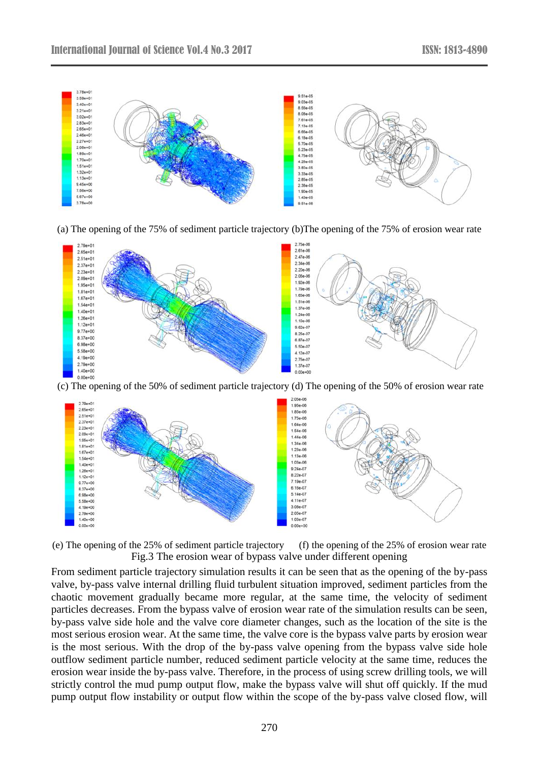(a) The opening of the 75% of sediment particle trajectory (b)The opening of the 75% of erosion wear rate

(c) The opening of the 50% of sediment particle trajectory (d) The opening of the 50% of erosion wear rate

(e) The opening of the 25% of sediment particle trajectory (f) the opening of the 25% of erosion wear rate

Fig.3 The erosion wear of bypass valve under different opening

From sediment particle trajectory simulation results it can be seen that as the opening of the by-pass valve, by-pass valve internal drilling fluid turbulent situation improved, sediment particles from the chaotic movement gradually became more regular, at the same time, the velocity of sediment particles decreases. From the bypass valve of erosion wear rate of the simulation results can be seen, by-pass valve side hole and the valve core diameter changes, such as the location of the site is the most serious erosion wear. At the same time, the valve core is the bypass valve parts by erosion wear is the most serious. With the drop of the by-pass valve opening from the bypass valve side hole outflow sediment particle number, reduced sediment particle velocity at the same time, reduces the erosion wear inside the by-pass valve. Therefore, in the process of using screw drilling tools, we will strictly control the mud pump output flow, make the bypass valve will shut off quickly. If the mud pump output flow instability or output flow within the scope of the by-pass valve closed flow, will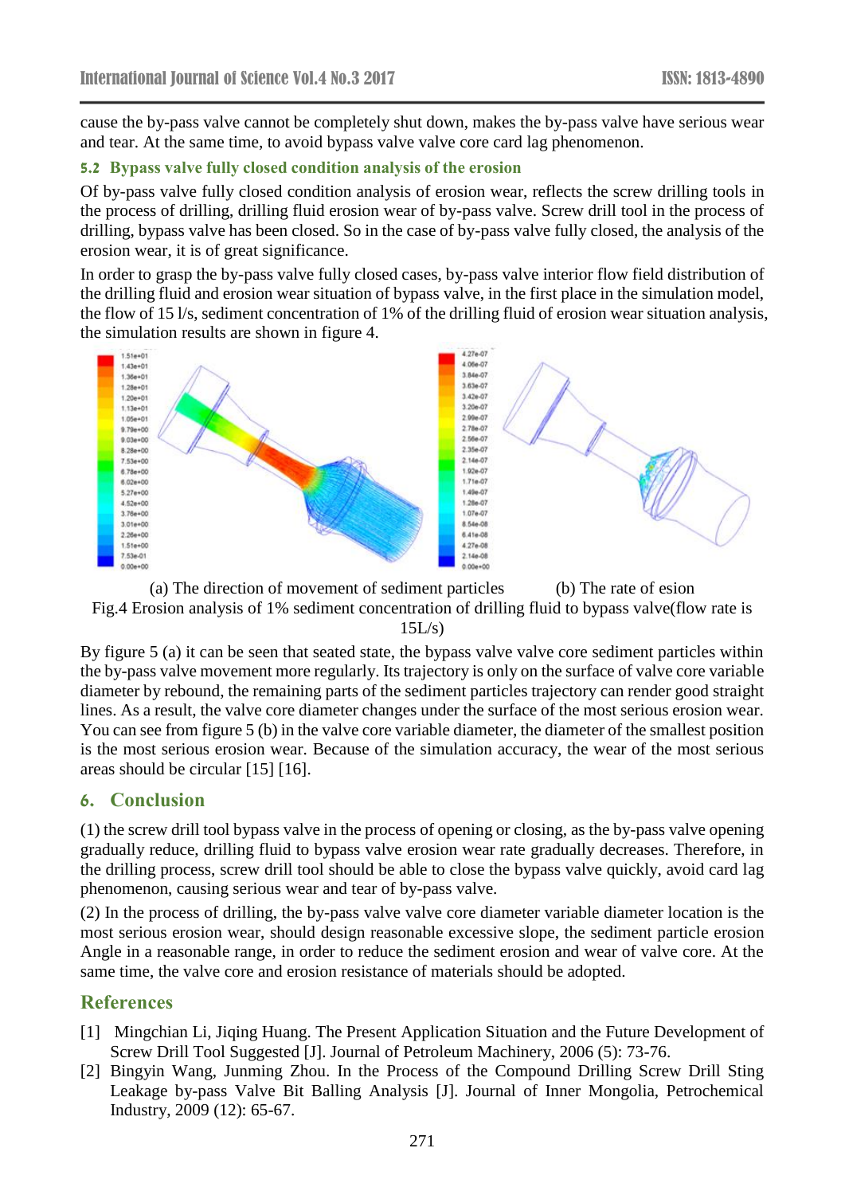cause the by-pass valve cannot be completely shut down, makes the by-pass valve have serious wear and tear. At the same time, to avoid bypass valve valve core card lag phenomenon.

### 5.2 Bypass valve fully closed condition analysis of the erosion

Of by-pass valve fully closed condition analysis of erosion wear, reflects the screw drilling tools in the process of drilling, drilling fluid erosion wear of by-pass valve. Screw drill tool in the process of drilling, bypass valve has been closed. So in the case of by-pass valve fully closed, the analysis of the erosion wear, it is of great significance.

In order to grasp the by-pass valve fully closed cases, by-pass valve interior flow field distribution of the drilling fluid and erosion wear situation of bypass valve, in the first place in the simulation model, the flow of 15 l/s, sediment concentration of 1% of the drilling fluid of erosion wear situation analysis, the simulation results are shown in figure 4.

(a) The direction of movement of sediment particles (b) The rate of esion

Fig.4 Erosion analysis of 1% sediment concentration of drilling fluid to bypass valve(flow rate is 15L/s)

By figure 5 (a) it can be seen that seated state, the bypass valve valve core sediment particles within the by-pass valve movement more regularly. Its trajectory is only on the surface of valve core variable diameter by rebound, the remaining parts of the sediment particles trajectory can render good straight lines. As a result, the valve core diameter changes under the surface of the most serious erosion wear. You can see from figure 5 (b) in the valve core variable diameter, the diameter of the smallest position is the most serious erosion wear. Because of the simulation accuracy, the wear of the most serious areas should be circular [15] [16].

## 6. Conclusion

(1) the screw drill tool bypass valve in the process of opening or closing, as the by-pass valve opening gradually reduce, drilling fluid to bypass valve erosion wear rate gradually decreases. Therefore, in the drilling process, screw drill tool should be able to close the bypass valve quickly, avoid card lag phenomenon, causing serious wear and tear of by-pass valve.

(2) In the process of drilling, the by-pass valve valve core diameter variable diameter location is the most serious erosion wear, should design reasonable excessive slope, the sediment particle erosion Angle in a reasonable range, in order to reduce the sediment erosion and wear of valve core. At the same time, the valve core and erosion resistance of materials should be adopted.

## References

[1] Mingchian Li, Jiqing Huang. The Present Application Situation and the Future Development of Screw Drill Tool Suggested [J]. Journal of Petroleum Machinery, 2006 (5): 73-76.

[2] Bingyin Wang, Junming Zhou. In the Process of the Compound Drilling Screw Drill Sting Leakage by-pass Valve Bit Balling Analysis [J]. Journal of Inner Mongolia, Petrochemical Industry, 2009 (12): 65-67.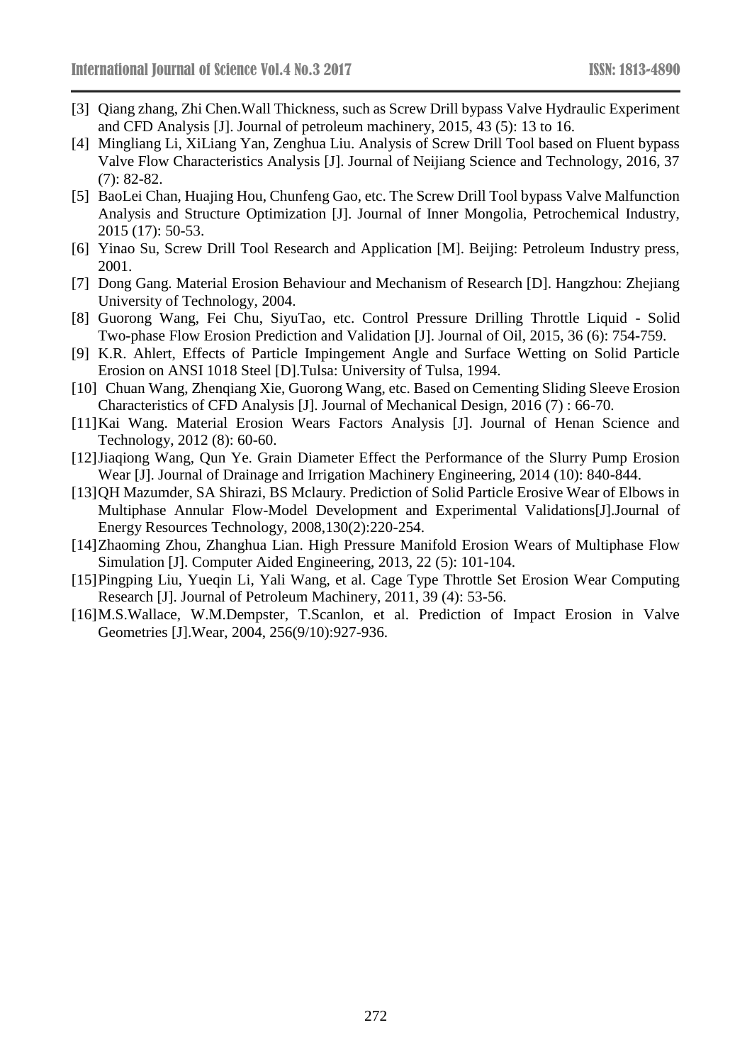[3] Qiang zhang, Zhi Chen.Wall Thickness, such as Screw Drill bypass Valve Hydraulic Experiment and CFD Analysis [J]. Journal of petroleum machinery, 2015, 43 (5): 13 to 16.

[4] Mingliang Li, XiLiang Yan, Zenghua Liu. Analysis of Screw Drill Tool based on Fluent bypass Valve Flow Characteristics Analysis [J]. Journal of Neijiang Science and Technology, 2016, 37 (7): 82-82.

[5] BaoLei Chan, Huajing Hou, Chunfeng Gao, etc. The Screw Drill Tool bypass Valve Malfunction Analysis and Structure Optimization [J]. Journal of Inner Mongolia, Petrochemical Industry, 2015 (17): 50-53.

[6] Yinao Su, Screw Drill Tool Research and Application [M]. Beijing: Petroleum Industry press, 2001.

[7] Dong Gang. Material Erosion Behaviour and Mechanism of Research [D]. Hangzhou: Zhejiang University of Technology, 2004.

[8] Guorong Wang, Fei Chu, SiyuTao, etc. Control Pressure Drilling Throttle Liquid - Solid Two-phase Flow Erosion Prediction and Validation [J]. Journal of Oil, 2015, 36 (6): 754-759.

[9] K.R. Ahlert, Effects of Particle Impingement Angle and Surface Wetting on Solid Particle Erosion on ANSI 1018 Steel [D].Tulsa: University of Tulsa, 1994.

[10] Chuan Wang, Zhenqiang Xie, Guorong Wang, etc. Based on Cementing Sliding Sleeve Erosion Characteristics of CFD Analysis [J]. Journal of Mechanical Design, 2016 (7) : 66-70.

[11] Kai Wang. Material Erosion Wears Factors Analysis [J]. Journal of Henan Science and Technology, 2012 (8): 60-60.

[12] Jiaqiong Wang, Qun Ye. Grain Diameter Effect the Performance of the Slurry Pump Erosion Wear [J]. Journal of Drainage and Irrigation Machinery Engineering, 2014 (10): 840-844.

[13] QH Mazumder, SA Shirazi, BS Mclaury. Prediction of Solid Particle Erosive Wear of Elbows in Multiphase Annular Flow-Model Development and Experimental Validations[J].Journal of Energy Resources Technology, 2008,130(2):220-254.

[14] Zhaoming Zhou, Zhanghua Lian. High Pressure Manifold Erosion Wears of Multiphase Flow Simulation [J]. Computer Aided Engineering, 2013, 22 (5): 101-104.

[15] Pingping Liu, Yueqin Li, Yali Wang, et al. Cage Type Throttle Set Erosion Wear Computing Research [J]. Journal of Petroleum Machinery, 2011, 39 (4): 53-56.

[16] M.S.Wallace, W.M.Dempster, T.Scanlon, et al. Prediction of Impact Erosion in Valve Geometries [J].Wear, 2004, 256(9/10):927-936.